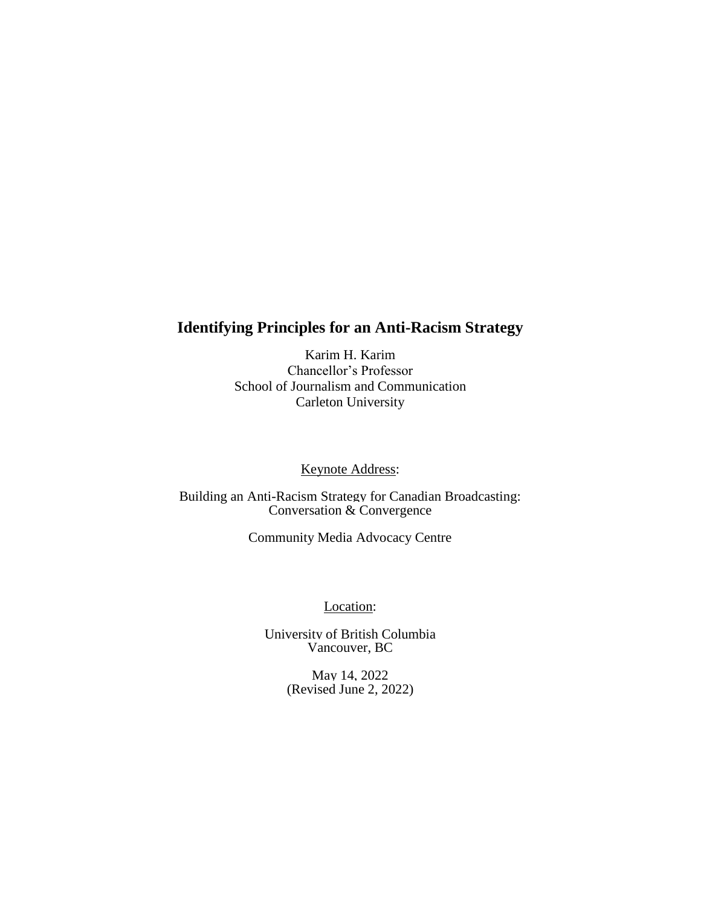# Identifying Principles for an Anti-Racism Strategy

Karim H. Karim
Chancellor's Professor
School of Journalism and Communication
Carleton University

Keynote Address:

Building an Anti-Racism Strategy for Canadian Broadcasting:
Conversation & Convergence

Community Media Advocacy Centre

Location:

University of British Columbia
Vancouver, BC

May 14, 2022
(Revised June 2, 2022)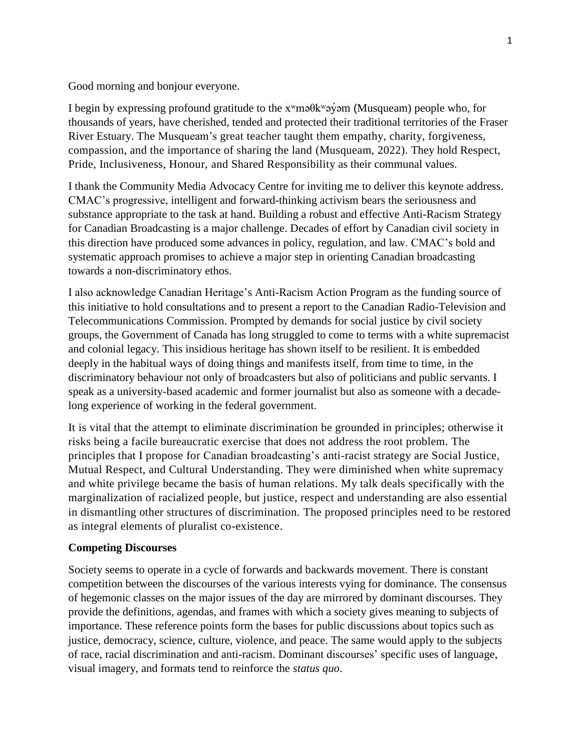Good morning and bonjour everyone.

I begin by expressing profound gratitude to the xʷməθkʷəy̓əm (Musqueam) people who, for thousands of years, have cherished, tended and protected their traditional territories of the Fraser River Estuary. The Musqueam's great teacher taught them empathy, charity, forgiveness, compassion, and the importance of sharing the land (Musqueam, 2022). They hold Respect, Pride, Inclusiveness, Honour, and Shared Responsibility as their communal values.

I thank the Community Media Advocacy Centre for inviting me to deliver this keynote address. CMAC's progressive, intelligent and forward-thinking activism bears the seriousness and substance appropriate to the task at hand. Building a robust and effective Anti-Racism Strategy for Canadian Broadcasting is a major challenge. Decades of effort by Canadian civil society in this direction have produced some advances in policy, regulation, and law. CMAC's bold and systematic approach promises to achieve a major step in orienting Canadian broadcasting towards a non-discriminatory ethos.

I also acknowledge Canadian Heritage's Anti-Racism Action Program as the funding source of this initiative to hold consultations and to present a report to the Canadian Radio-Television and Telecommunications Commission. Prompted by demands for social justice by civil society groups, the Government of Canada has long struggled to come to terms with a white supremacist and colonial legacy. This insidious heritage has shown itself to be resilient. It is embedded deeply in the habitual ways of doing things and manifests itself, from time to time, in the discriminatory behaviour not only of broadcasters but also of politicians and public servants. I speak as a university-based academic and former journalist but also as someone with a decade-long experience of working in the federal government.

It is vital that the attempt to eliminate discrimination be grounded in principles; otherwise it risks being a facile bureaucratic exercise that does not address the root problem. The principles that I propose for Canadian broadcasting's anti-racist strategy are Social Justice, Mutual Respect, and Cultural Understanding. They were diminished when white supremacy and white privilege became the basis of human relations. My talk deals specifically with the marginalization of racialized people, but justice, respect and understanding are also essential in dismantling other structures of discrimination. The proposed principles need to be restored as integral elements of pluralist co-existence.

**Competing Discourses**

Society seems to operate in a cycle of forwards and backwards movement. There is constant competition between the discourses of the various interests vying for dominance. The consensus of hegemonic classes on the major issues of the day are mirrored by dominant discourses. They provide the definitions, agendas, and frames with which a society gives meaning to subjects of importance. These reference points form the bases for public discussions about topics such as justice, democracy, science, culture, violence, and peace. The same would apply to the subjects of race, racial discrimination and anti-racism. Dominant discourses' specific uses of language, visual imagery, and formats tend to reinforce the *status quo*.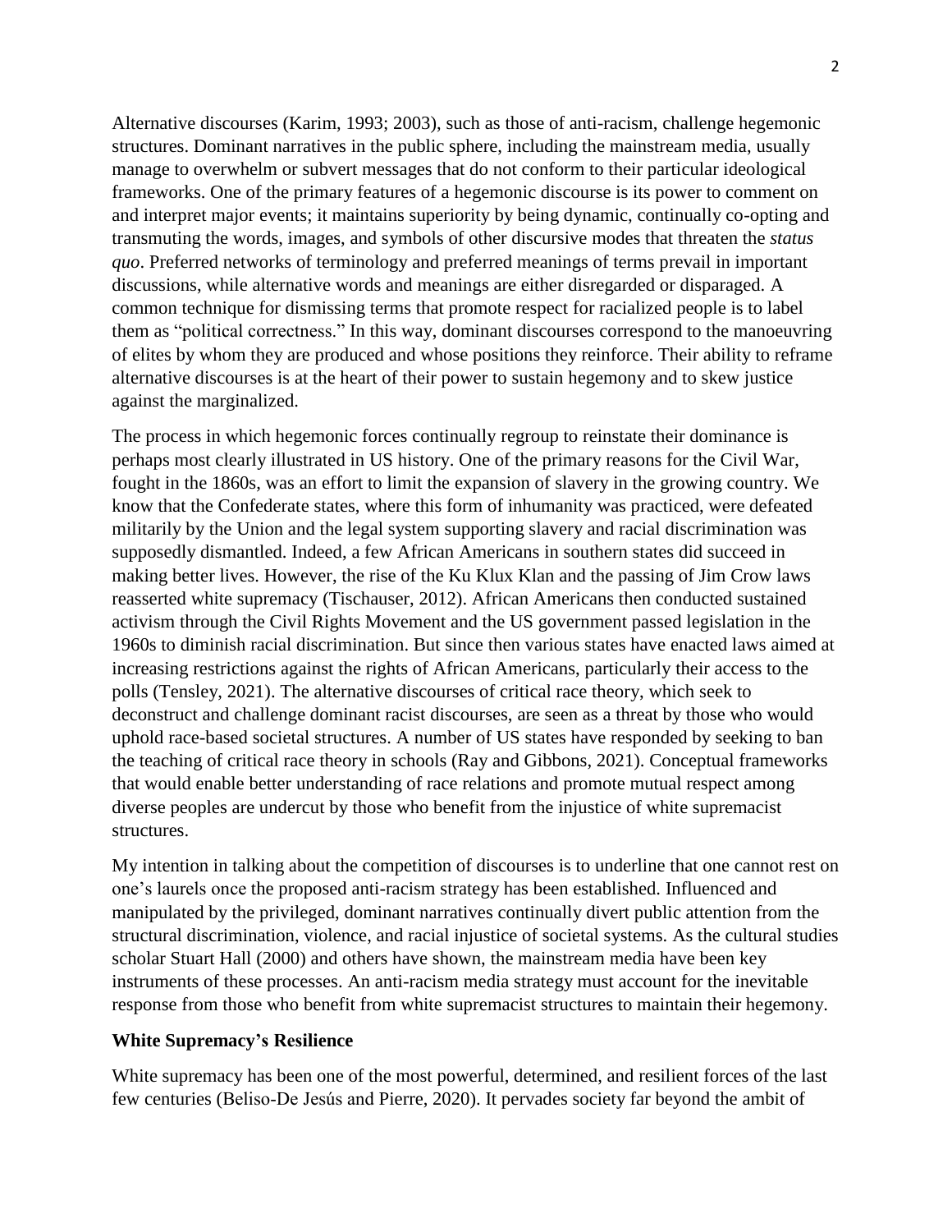Alternative discourses (Karim, 1993; 2003), such as those of anti-racism, challenge hegemonic structures. Dominant narratives in the public sphere, including the mainstream media, usually manage to overwhelm or subvert messages that do not conform to their particular ideological frameworks. One of the primary features of a hegemonic discourse is its power to comment on and interpret major events; it maintains superiority by being dynamic, continually co-opting and transmuting the words, images, and symbols of other discursive modes that threaten the *status quo*. Preferred networks of terminology and preferred meanings of terms prevail in important discussions, while alternative words and meanings are either disregarded or disparaged. A common technique for dismissing terms that promote respect for racialized people is to label them as "political correctness." In this way, dominant discourses correspond to the manoeuvring of elites by whom they are produced and whose positions they reinforce. Their ability to reframe alternative discourses is at the heart of their power to sustain hegemony and to skew justice against the marginalized.

The process in which hegemonic forces continually regroup to reinstate their dominance is perhaps most clearly illustrated in US history. One of the primary reasons for the Civil War, fought in the 1860s, was an effort to limit the expansion of slavery in the growing country. We know that the Confederate states, where this form of inhumanity was practiced, were defeated militarily by the Union and the legal system supporting slavery and racial discrimination was supposedly dismantled. Indeed, a few African Americans in southern states did succeed in making better lives. However, the rise of the Ku Klux Klan and the passing of Jim Crow laws reasserted white supremacy (Tischauser, 2012). African Americans then conducted sustained activism through the Civil Rights Movement and the US government passed legislation in the 1960s to diminish racial discrimination. But since then various states have enacted laws aimed at increasing restrictions against the rights of African Americans, particularly their access to the polls (Tensley, 2021). The alternative discourses of critical race theory, which seek to deconstruct and challenge dominant racist discourses, are seen as a threat by those who would uphold race-based societal structures. A number of US states have responded by seeking to ban the teaching of critical race theory in schools (Ray and Gibbons, 2021). Conceptual frameworks that would enable better understanding of race relations and promote mutual respect among diverse peoples are undercut by those who benefit from the injustice of white supremacist structures.

My intention in talking about the competition of discourses is to underline that one cannot rest on one's laurels once the proposed anti-racism strategy has been established. Influenced and manipulated by the privileged, dominant narratives continually divert public attention from the structural discrimination, violence, and racial injustice of societal systems. As the cultural studies scholar Stuart Hall (2000) and others have shown, the mainstream media have been key instruments of these processes. An anti-racism media strategy must account for the inevitable response from those who benefit from white supremacist structures to maintain their hegemony.

**White Supremacy's Resilience**

White supremacy has been one of the most powerful, determined, and resilient forces of the last few centuries (Beliso-De Jesús and Pierre, 2020). It pervades society far beyond the ambit of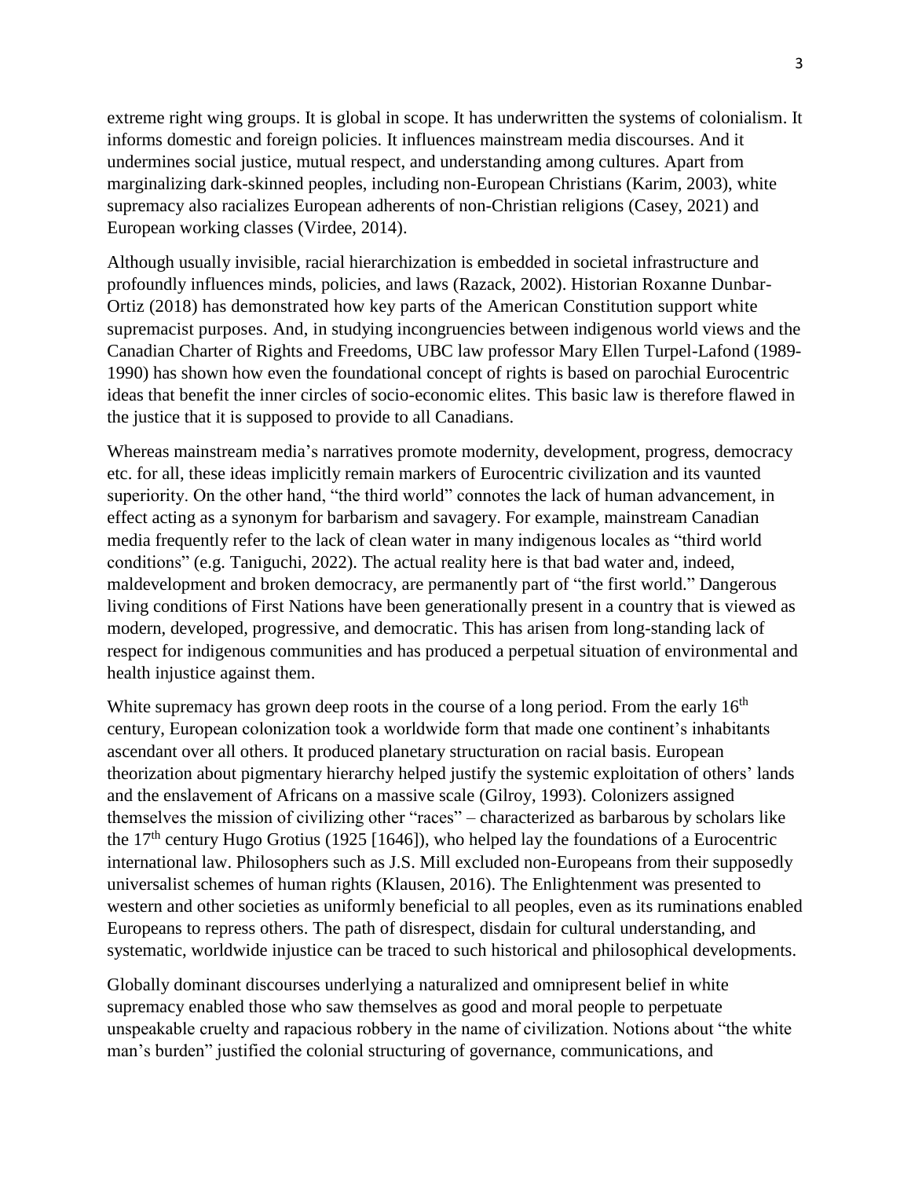extreme right wing groups. It is global in scope. It has underwritten the systems of colonialism. It informs domestic and foreign policies. It influences mainstream media discourses. And it undermines social justice, mutual respect, and understanding among cultures. Apart from marginalizing dark-skinned peoples, including non-European Christians (Karim, 2003), white supremacy also racializes European adherents of non-Christian religions (Casey, 2021) and European working classes (Virdee, 2014).

Although usually invisible, racial hierarchization is embedded in societal infrastructure and profoundly influences minds, policies, and laws (Razack, 2002). Historian Roxanne Dunbar-Ortiz (2018) has demonstrated how key parts of the American Constitution support white supremacist purposes. And, in studying incongruencies between indigenous world views and the Canadian Charter of Rights and Freedoms, UBC law professor Mary Ellen Turpel-Lafond (1989-1990) has shown how even the foundational concept of rights is based on parochial Eurocentric ideas that benefit the inner circles of socio-economic elites. This basic law is therefore flawed in the justice that it is supposed to provide to all Canadians.

Whereas mainstream media's narratives promote modernity, development, progress, democracy etc. for all, these ideas implicitly remain markers of Eurocentric civilization and its vaunted superiority. On the other hand, "the third world" connotes the lack of human advancement, in effect acting as a synonym for barbarism and savagery. For example, mainstream Canadian media frequently refer to the lack of clean water in many indigenous locales as "third world conditions" (e.g. Taniguchi, 2022). The actual reality here is that bad water and, indeed, maldevelopment and broken democracy, are permanently part of "the first world." Dangerous living conditions of First Nations have been generationally present in a country that is viewed as modern, developed, progressive, and democratic. This has arisen from long-standing lack of respect for indigenous communities and has produced a perpetual situation of environmental and health injustice against them.

White supremacy has grown deep roots in the course of a long period. From the early 16th century, European colonization took a worldwide form that made one continent's inhabitants ascendant over all others. It produced planetary structuration on racial basis. European theorization about pigmentary hierarchy helped justify the systemic exploitation of others' lands and the enslavement of Africans on a massive scale (Gilroy, 1993). Colonizers assigned themselves the mission of civilizing other "races" – characterized as barbarous by scholars like the 17th century Hugo Grotius (1925 [1646]), who helped lay the foundations of a Eurocentric international law. Philosophers such as J.S. Mill excluded non-Europeans from their supposedly universalist schemes of human rights (Klausen, 2016). The Enlightenment was presented to western and other societies as uniformly beneficial to all peoples, even as its ruminations enabled Europeans to repress others. The path of disrespect, disdain for cultural understanding, and systematic, worldwide injustice can be traced to such historical and philosophical developments.

Globally dominant discourses underlying a naturalized and omnipresent belief in white supremacy enabled those who saw themselves as good and moral people to perpetuate unspeakable cruelty and rapacious robbery in the name of civilization. Notions about "the white man's burden" justified the colonial structuring of governance, communications, and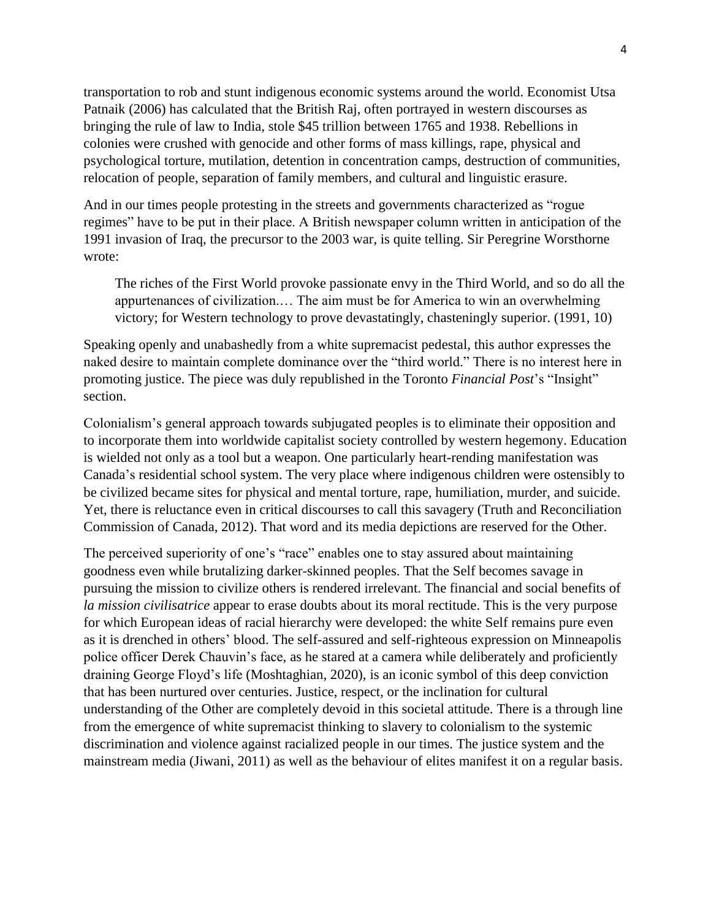transportation to rob and stunt indigenous economic systems around the world. Economist Utsa Patnaik (2006) has calculated that the British Raj, often portrayed in western discourses as bringing the rule of law to India, stole $45 trillion between 1765 and 1938. Rebellions in colonies were crushed with genocide and other forms of mass killings, rape, physical and psychological torture, mutilation, detention in concentration camps, destruction of communities, relocation of people, separation of family members, and cultural and linguistic erasure.

And in our times people protesting in the streets and governments characterized as "rogue regimes" have to be put in their place. A British newspaper column written in anticipation of the 1991 invasion of Iraq, the precursor to the 2003 war, is quite telling. Sir Peregrine Worsthorne wrote:

> The riches of the First World provoke passionate envy in the Third World, and so do all the appurtenances of civilization.… The aim must be for America to win an overwhelming victory; for Western technology to prove devastatingly, chasteningly superior. (1991, 10)

Speaking openly and unabashedly from a white supremacist pedestal, this author expresses the naked desire to maintain complete dominance over the "third world." There is no interest here in promoting justice. The piece was duly republished in the Toronto *Financial Post*'s "Insight" section.

Colonialism's general approach towards subjugated peoples is to eliminate their opposition and to incorporate them into worldwide capitalist society controlled by western hegemony. Education is wielded not only as a tool but a weapon. One particularly heart-rending manifestation was Canada's residential school system. The very place where indigenous children were ostensibly to be civilized became sites for physical and mental torture, rape, humiliation, murder, and suicide. Yet, there is reluctance even in critical discourses to call this savagery (Truth and Reconciliation Commission of Canada, 2012). That word and its media depictions are reserved for the Other.

The perceived superiority of one's "race" enables one to stay assured about maintaining goodness even while brutalizing darker-skinned peoples. That the Self becomes savage in pursuing the mission to civilize others is rendered irrelevant. The financial and social benefits of *la mission civilisatrice* appear to erase doubts about its moral rectitude. This is the very purpose for which European ideas of racial hierarchy were developed: the white Self remains pure even as it is drenched in others' blood. The self-assured and self-righteous expression on Minneapolis police officer Derek Chauvin's face, as he stared at a camera while deliberately and proficiently draining George Floyd's life (Moshtaghian, 2020), is an iconic symbol of this deep conviction that has been nurtured over centuries. Justice, respect, or the inclination for cultural understanding of the Other are completely devoid in this societal attitude. There is a through line from the emergence of white supremacist thinking to slavery to colonialism to the systemic discrimination and violence against racialized people in our times. The justice system and the mainstream media (Jiwani, 2011) as well as the behaviour of elites manifest it on a regular basis.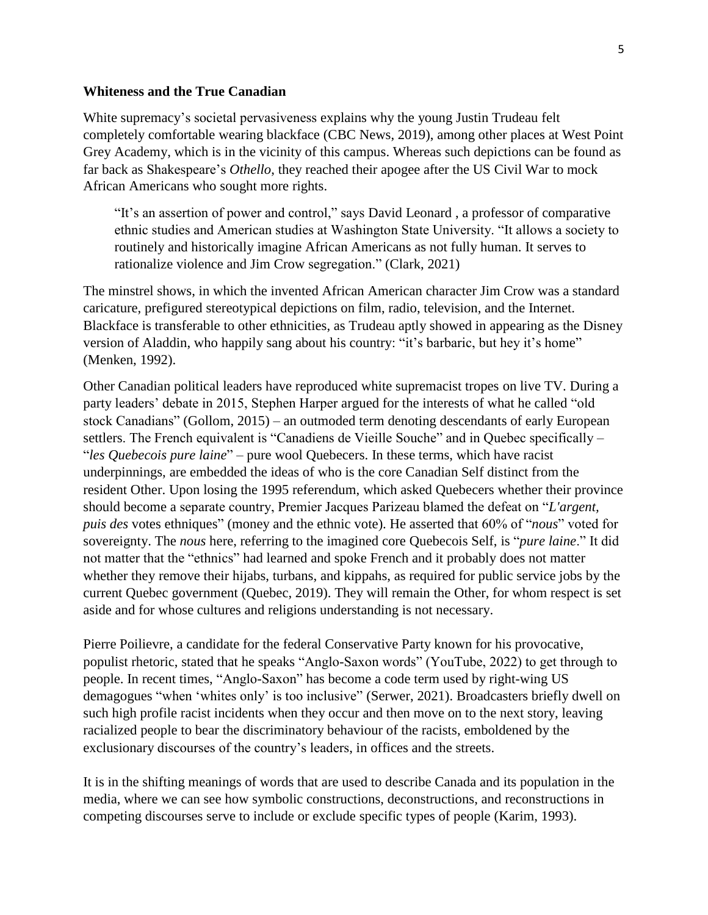### Whiteness and the True Canadian

White supremacy's societal pervasiveness explains why the young Justin Trudeau felt completely comfortable wearing blackface (CBC News, 2019), among other places at West Point Grey Academy, which is in the vicinity of this campus. Whereas such depictions can be found as far back as Shakespeare's *Othello,* they reached their apogee after the US Civil War to mock African Americans who sought more rights.

> "It's an assertion of power and control," says David Leonard , a professor of comparative ethnic studies and American studies at Washington State University. "It allows a society to routinely and historically imagine African Americans as not fully human. It serves to rationalize violence and Jim Crow segregation." (Clark, 2021)

The minstrel shows, in which the invented African American character Jim Crow was a standard caricature, prefigured stereotypical depictions on film, radio, television, and the Internet. Blackface is transferable to other ethnicities, as Trudeau aptly showed in appearing as the Disney version of Aladdin, who happily sang about his country: "it's barbaric, but hey it's home" (Menken, 1992).

Other Canadian political leaders have reproduced white supremacist tropes on live TV. During a party leaders' debate in 2015, Stephen Harper argued for the interests of what he called "old stock Canadians" (Gollom, 2015) – an outmoded term denoting descendants of early European settlers. The French equivalent is "Canadiens de Vieille Souche" and in Quebec specifically – "*les Quebecois pure laine*" – pure wool Quebecers. In these terms, which have racist underpinnings, are embedded the ideas of who is the core Canadian Self distinct from the resident Other. Upon losing the 1995 referendum, which asked Quebecers whether their province should become a separate country, Premier Jacques Parizeau blamed the defeat on "*L'argent, puis des* votes ethniques" (money and the ethnic vote). He asserted that 60% of "*nous*" voted for sovereignty. The *nous* here, referring to the imagined core Quebecois Self, is "*pure laine*." It did not matter that the "ethnics" had learned and spoke French and it probably does not matter whether they remove their hijabs, turbans, and kippahs, as required for public service jobs by the current Quebec government (Quebec, 2019). They will remain the Other, for whom respect is set aside and for whose cultures and religions understanding is not necessary.

Pierre Poilievre, a candidate for the federal Conservative Party known for his provocative, populist rhetoric, stated that he speaks "Anglo-Saxon words" (YouTube, 2022) to get through to people. In recent times, "Anglo-Saxon" has become a code term used by right-wing US demagogues "when 'whites only' is too inclusive" (Serwer, 2021). Broadcasters briefly dwell on such high profile racist incidents when they occur and then move on to the next story, leaving racialized people to bear the discriminatory behaviour of the racists, emboldened by the exclusionary discourses of the country's leaders, in offices and the streets.

It is in the shifting meanings of words that are used to describe Canada and its population in the media, where we can see how symbolic constructions, deconstructions, and reconstructions in competing discourses serve to include or exclude specific types of people (Karim, 1993).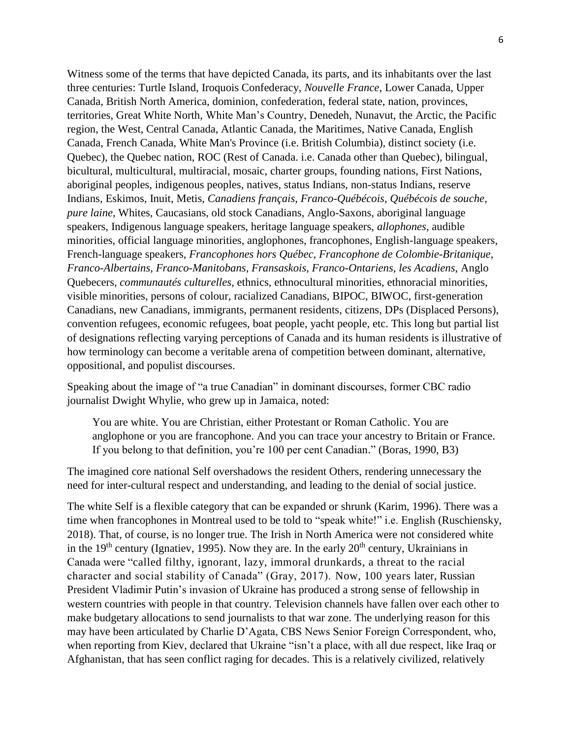Witness some of the terms that have depicted Canada, its parts, and its inhabitants over the last three centuries: Turtle Island, Iroquois Confederacy, *Nouvelle France*, Lower Canada, Upper Canada, British North America, dominion, confederation, federal state, nation, provinces, territories, Great White North, White Man's Country, Denedeh, Nunavut, the Arctic, the Pacific region, the West, Central Canada, Atlantic Canada, the Maritimes, Native Canada, English Canada, French Canada, White Man's Province (i.e. British Columbia), distinct society (i.e. Quebec), the Quebec nation, ROC (Rest of Canada. i.e. Canada other than Quebec), bilingual, bicultural, multicultural, multiracial, mosaic, charter groups, founding nations, First Nations, aboriginal peoples, indigenous peoples, natives, status Indians, non-status Indians, reserve Indians, Eskimos, Inuit, Metis, *Canadiens français*, *Franco-Québécois*, *Québécois de souche*, *pure laine*, Whites, Caucasians, old stock Canadians, Anglo-Saxons, aboriginal language speakers, Indigenous language speakers, heritage language speakers, *allophones*, audible minorities, official language minorities, anglophones, francophones, English-language speakers, French-language speakers, *Francophones hors Québec*, *Francophone de Colombie-Britanique*, *Franco-Albertains*, *Franco-Manitobans*, *Fransaskois*, *Franco-Ontariens*, *les Acadiens*, Anglo Quebecers, *communautés culturelles*, ethnics, ethnocultural minorities, ethnoracial minorities, visible minorities, persons of colour, racialized Canadians, BIPOC, BIWOC, first-generation Canadians, new Canadians, immigrants, permanent residents, citizens, DPs (Displaced Persons), convention refugees, economic refugees, boat people, yacht people, etc. This long but partial list of designations reflecting varying perceptions of Canada and its human residents is illustrative of how terminology can become a veritable arena of competition between dominant, alternative, oppositional, and populist discourses.

Speaking about the image of "a true Canadian" in dominant discourses, former CBC radio journalist Dwight Whylie, who grew up in Jamaica, noted:

> You are white. You are Christian, either Protestant or Roman Catholic. You are anglophone or you are francophone. And you can trace your ancestry to Britain or France. If you belong to that definition, you're 100 per cent Canadian." (Boras, 1990, B3)

The imagined core national Self overshadows the resident Others, rendering unnecessary the need for inter-cultural respect and understanding, and leading to the denial of social justice.

The white Self is a flexible category that can be expanded or shrunk (Karim, 1996). There was a time when francophones in Montreal used to be told to "speak white!" i.e. English (Ruschiensky, 2018). That, of course, is no longer true. The Irish in North America were not considered white in the 19th century (Ignatiev, 1995). Now they are. In the early 20th century, Ukrainians in Canada were "called filthy, ignorant, lazy, immoral drunkards, a threat to the racial character and social stability of Canada" (Gray, 2017). Now, 100 years later, Russian President Vladimir Putin's invasion of Ukraine has produced a strong sense of fellowship in western countries with people in that country. Television channels have fallen over each other to make budgetary allocations to send journalists to that war zone. The underlying reason for this may have been articulated by Charlie D'Agata, CBS News Senior Foreign Correspondent, who, when reporting from Kiev, declared that Ukraine "isn't a place, with all due respect, like Iraq or Afghanistan, that has seen conflict raging for decades. This is a relatively civilized, relatively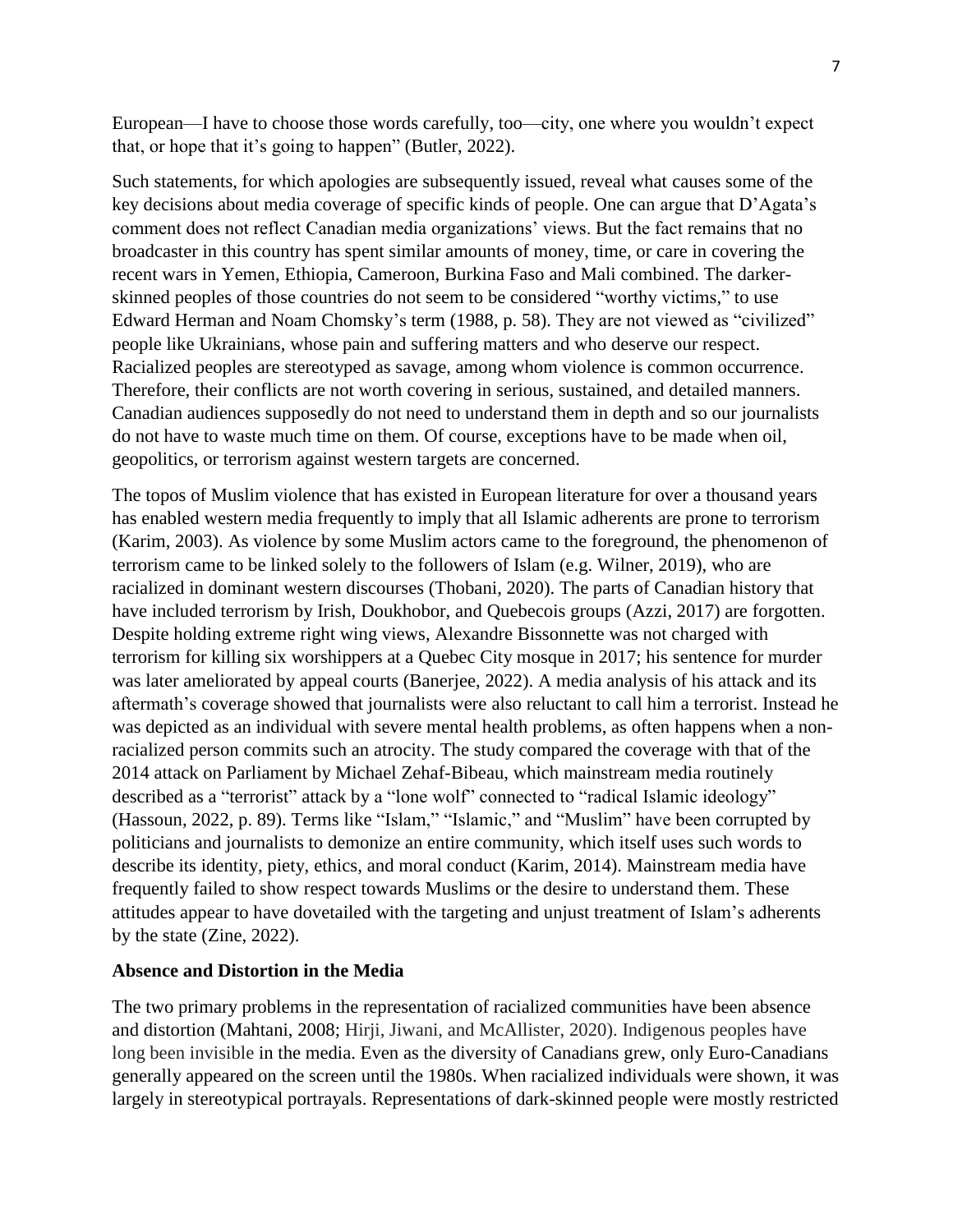European—I have to choose those words carefully, too—city, one where you wouldn't expect that, or hope that it's going to happen" (Butler, 2022).

Such statements, for which apologies are subsequently issued, reveal what causes some of the key decisions about media coverage of specific kinds of people. One can argue that D'Agata's comment does not reflect Canadian media organizations' views. But the fact remains that no broadcaster in this country has spent similar amounts of money, time, or care in covering the recent wars in Yemen, Ethiopia, Cameroon, Burkina Faso and Mali combined. The darker-skinned peoples of those countries do not seem to be considered "worthy victims," to use Edward Herman and Noam Chomsky's term (1988, p. 58). They are not viewed as "civilized" people like Ukrainians, whose pain and suffering matters and who deserve our respect. Racialized peoples are stereotyped as savage, among whom violence is common occurrence. Therefore, their conflicts are not worth covering in serious, sustained, and detailed manners. Canadian audiences supposedly do not need to understand them in depth and so our journalists do not have to waste much time on them. Of course, exceptions have to be made when oil, geopolitics, or terrorism against western targets are concerned.

The topos of Muslim violence that has existed in European literature for over a thousand years has enabled western media frequently to imply that all Islamic adherents are prone to terrorism (Karim, 2003). As violence by some Muslim actors came to the foreground, the phenomenon of terrorism came to be linked solely to the followers of Islam (e.g. Wilner, 2019), who are racialized in dominant western discourses (Thobani, 2020). The parts of Canadian history that have included terrorism by Irish, Doukhobor, and Quebecois groups (Azzi, 2017) are forgotten. Despite holding extreme right wing views, Alexandre Bissonnette was not charged with terrorism for killing six worshippers at a Quebec City mosque in 2017; his sentence for murder was later ameliorated by appeal courts (Banerjee, 2022). A media analysis of his attack and its aftermath's coverage showed that journalists were also reluctant to call him a terrorist. Instead he was depicted as an individual with severe mental health problems, as often happens when a non-racialized person commits such an atrocity. The study compared the coverage with that of the 2014 attack on Parliament by Michael Zehaf-Bibeau, which mainstream media routinely described as a "terrorist" attack by a "lone wolf" connected to "radical Islamic ideology" (Hassoun, 2022, p. 89). Terms like "Islam," "Islamic," and "Muslim" have been corrupted by politicians and journalists to demonize an entire community, which itself uses such words to describe its identity, piety, ethics, and moral conduct (Karim, 2014). Mainstream media have frequently failed to show respect towards Muslims or the desire to understand them. These attitudes appear to have dovetailed with the targeting and unjust treatment of Islam's adherents by the state (Zine, 2022).

**Absence and Distortion in the Media**

The two primary problems in the representation of racialized communities have been absence and distortion (Mahtani, 2008; Hirji, Jiwani, and McAllister, 2020). Indigenous peoples have long been invisible in the media. Even as the diversity of Canadians grew, only Euro-Canadians generally appeared on the screen until the 1980s. When racialized individuals were shown, it was largely in stereotypical portrayals. Representations of dark-skinned people were mostly restricted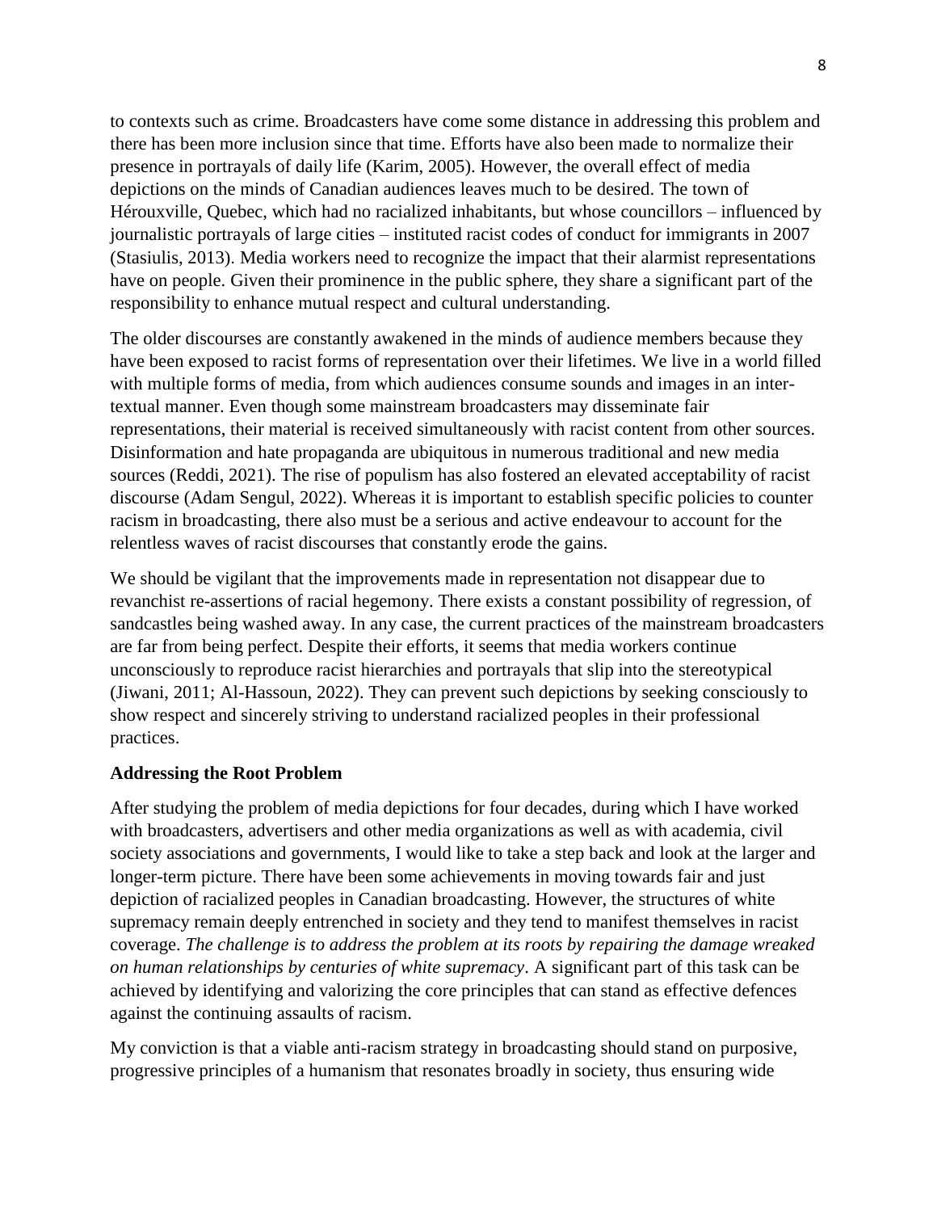to contexts such as crime. Broadcasters have come some distance in addressing this problem and there has been more inclusion since that time. Efforts have also been made to normalize their presence in portrayals of daily life (Karim, 2005). However, the overall effect of media depictions on the minds of Canadian audiences leaves much to be desired. The town of Hérouxville, Quebec, which had no racialized inhabitants, but whose councillors – influenced by journalistic portrayals of large cities – instituted racist codes of conduct for immigrants in 2007 (Stasiulis, 2013). Media workers need to recognize the impact that their alarmist representations have on people. Given their prominence in the public sphere, they share a significant part of the responsibility to enhance mutual respect and cultural understanding.

The older discourses are constantly awakened in the minds of audience members because they have been exposed to racist forms of representation over their lifetimes. We live in a world filled with multiple forms of media, from which audiences consume sounds and images in an inter-textual manner. Even though some mainstream broadcasters may disseminate fair representations, their material is received simultaneously with racist content from other sources. Disinformation and hate propaganda are ubiquitous in numerous traditional and new media sources (Reddi, 2021). The rise of populism has also fostered an elevated acceptability of racist discourse (Adam Sengul, 2022). Whereas it is important to establish specific policies to counter racism in broadcasting, there also must be a serious and active endeavour to account for the relentless waves of racist discourses that constantly erode the gains.

We should be vigilant that the improvements made in representation not disappear due to revanchist re-assertions of racial hegemony. There exists a constant possibility of regression, of sandcastles being washed away. In any case, the current practices of the mainstream broadcasters are far from being perfect. Despite their efforts, it seems that media workers continue unconsciously to reproduce racist hierarchies and portrayals that slip into the stereotypical (Jiwani, 2011; Al-Hassoun, 2022). They can prevent such depictions by seeking consciously to show respect and sincerely striving to understand racialized peoples in their professional practices.

**Addressing the Root Problem**

After studying the problem of media depictions for four decades, during which I have worked with broadcasters, advertisers and other media organizations as well as with academia, civil society associations and governments, I would like to take a step back and look at the larger and longer-term picture. There have been some achievements in moving towards fair and just depiction of racialized peoples in Canadian broadcasting. However, the structures of white supremacy remain deeply entrenched in society and they tend to manifest themselves in racist coverage. *The challenge is to address the problem at its roots by repairing the damage wreaked on human relationships by centuries of white supremacy*. A significant part of this task can be achieved by identifying and valorizing the core principles that can stand as effective defences against the continuing assaults of racism.

My conviction is that a viable anti-racism strategy in broadcasting should stand on purposive, progressive principles of a humanism that resonates broadly in society, thus ensuring wide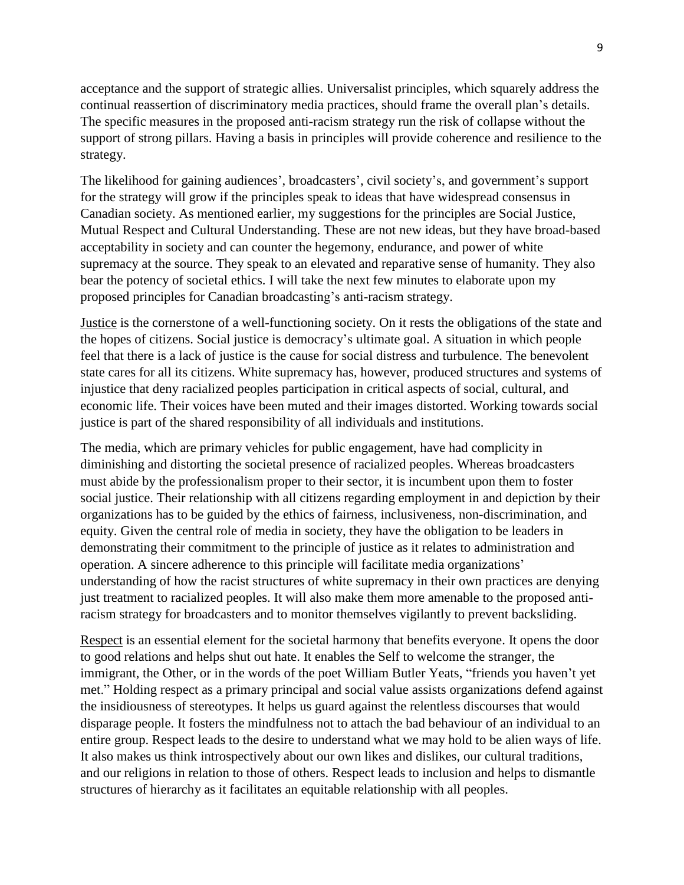acceptance and the support of strategic allies. Universalist principles, which squarely address the continual reassertion of discriminatory media practices, should frame the overall plan's details. The specific measures in the proposed anti-racism strategy run the risk of collapse without the support of strong pillars. Having a basis in principles will provide coherence and resilience to the strategy.

The likelihood for gaining audiences', broadcasters', civil society's, and government's support for the strategy will grow if the principles speak to ideas that have widespread consensus in Canadian society. As mentioned earlier, my suggestions for the principles are Social Justice, Mutual Respect and Cultural Understanding. These are not new ideas, but they have broad-based acceptability in society and can counter the hegemony, endurance, and power of white supremacy at the source. They speak to an elevated and reparative sense of humanity. They also bear the potency of societal ethics. I will take the next few minutes to elaborate upon my proposed principles for Canadian broadcasting's anti-racism strategy.

<u>Justice</u> is the cornerstone of a well-functioning society. On it rests the obligations of the state and the hopes of citizens. Social justice is democracy's ultimate goal. A situation in which people feel that there is a lack of justice is the cause for social distress and turbulence. The benevolent state cares for all its citizens. White supremacy has, however, produced structures and systems of injustice that deny racialized peoples participation in critical aspects of social, cultural, and economic life. Their voices have been muted and their images distorted. Working towards social justice is part of the shared responsibility of all individuals and institutions.

The media, which are primary vehicles for public engagement, have had complicity in diminishing and distorting the societal presence of racialized peoples. Whereas broadcasters must abide by the professionalism proper to their sector, it is incumbent upon them to foster social justice. Their relationship with all citizens regarding employment in and depiction by their organizations has to be guided by the ethics of fairness, inclusiveness, non-discrimination, and equity. Given the central role of media in society, they have the obligation to be leaders in demonstrating their commitment to the principle of justice as it relates to administration and operation. A sincere adherence to this principle will facilitate media organizations' understanding of how the racist structures of white supremacy in their own practices are denying just treatment to racialized peoples. It will also make them more amenable to the proposed anti-racism strategy for broadcasters and to monitor themselves vigilantly to prevent backsliding.

<u>Respect</u> is an essential element for the societal harmony that benefits everyone. It opens the door to good relations and helps shut out hate. It enables the Self to welcome the stranger, the immigrant, the Other, or in the words of the poet William Butler Yeats, "friends you haven't yet met." Holding respect as a primary principal and social value assists organizations defend against the insidiousness of stereotypes. It helps us guard against the relentless discourses that would disparage people. It fosters the mindfulness not to attach the bad behaviour of an individual to an entire group. Respect leads to the desire to understand what we may hold to be alien ways of life. It also makes us think introspectively about our own likes and dislikes, our cultural traditions, and our religions in relation to those of others. Respect leads to inclusion and helps to dismantle structures of hierarchy as it facilitates an equitable relationship with all peoples.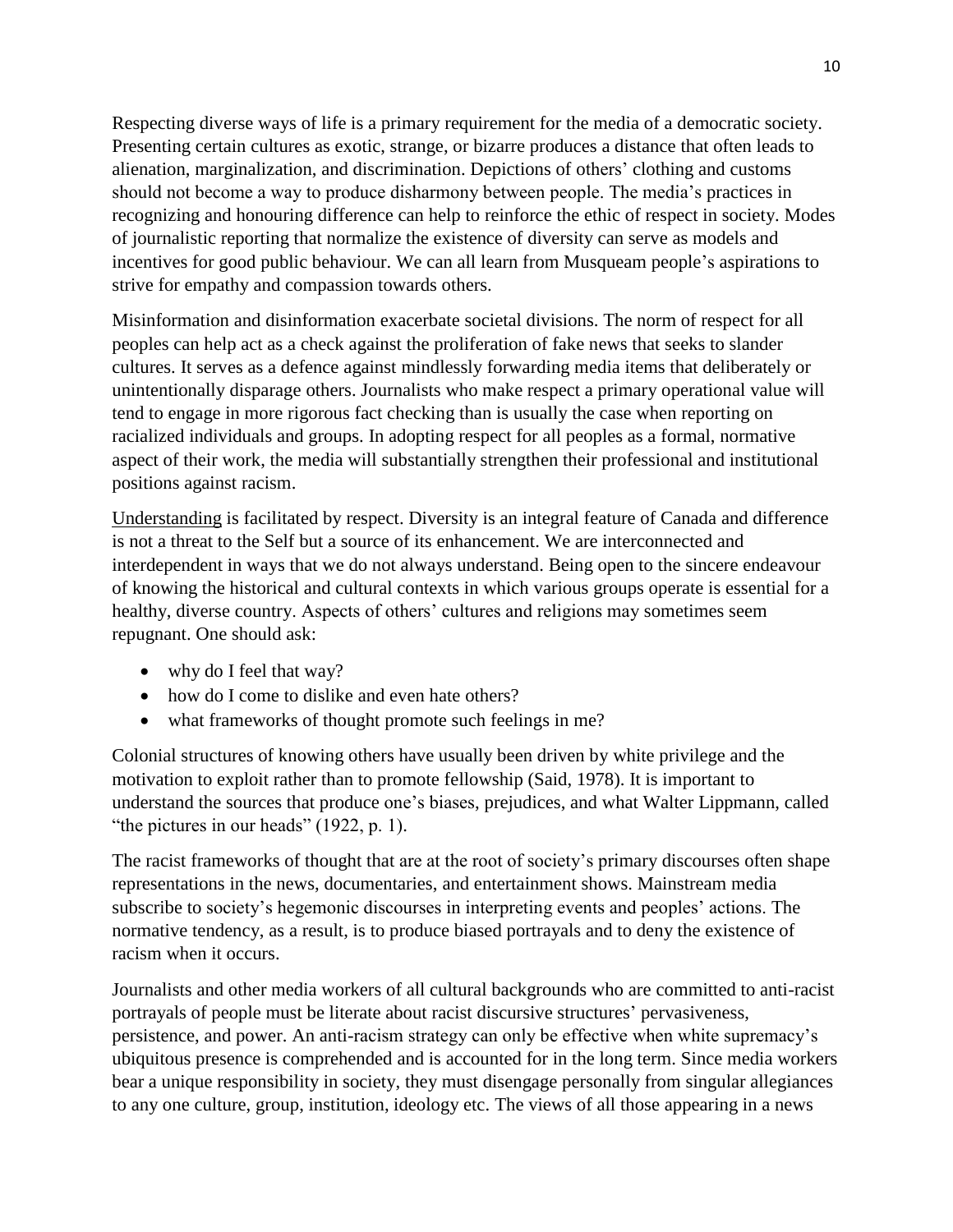Respecting diverse ways of life is a primary requirement for the media of a democratic society. Presenting certain cultures as exotic, strange, or bizarre produces a distance that often leads to alienation, marginalization, and discrimination. Depictions of others' clothing and customs should not become a way to produce disharmony between people. The media's practices in recognizing and honouring difference can help to reinforce the ethic of respect in society. Modes of journalistic reporting that normalize the existence of diversity can serve as models and incentives for good public behaviour. We can all learn from Musqueam people's aspirations to strive for empathy and compassion towards others.

Misinformation and disinformation exacerbate societal divisions. The norm of respect for all peoples can help act as a check against the proliferation of fake news that seeks to slander cultures. It serves as a defence against mindlessly forwarding media items that deliberately or unintentionally disparage others. Journalists who make respect a primary operational value will tend to engage in more rigorous fact checking than is usually the case when reporting on racialized individuals and groups. In adopting respect for all peoples as a formal, normative aspect of their work, the media will substantially strengthen their professional and institutional positions against racism.

<u>Understanding</u> is facilitated by respect. Diversity is an integral feature of Canada and difference is not a threat to the Self but a source of its enhancement. We are interconnected and interdependent in ways that we do not always understand. Being open to the sincere endeavour of knowing the historical and cultural contexts in which various groups operate is essential for a healthy, diverse country. Aspects of others' cultures and religions may sometimes seem repugnant. One should ask:

- why do I feel that way?
- how do I come to dislike and even hate others?
- what frameworks of thought promote such feelings in me?

Colonial structures of knowing others have usually been driven by white privilege and the motivation to exploit rather than to promote fellowship (Said, 1978). It is important to understand the sources that produce one's biases, prejudices, and what Walter Lippmann, called "the pictures in our heads" (1922, p. 1).

The racist frameworks of thought that are at the root of society's primary discourses often shape representations in the news, documentaries, and entertainment shows. Mainstream media subscribe to society's hegemonic discourses in interpreting events and peoples' actions. The normative tendency, as a result, is to produce biased portrayals and to deny the existence of racism when it occurs.

Journalists and other media workers of all cultural backgrounds who are committed to anti-racist portrayals of people must be literate about racist discursive structures' pervasiveness, persistence, and power. An anti-racism strategy can only be effective when white supremacy's ubiquitous presence is comprehended and is accounted for in the long term. Since media workers bear a unique responsibility in society, they must disengage personally from singular allegiances to any one culture, group, institution, ideology etc. The views of all those appearing in a news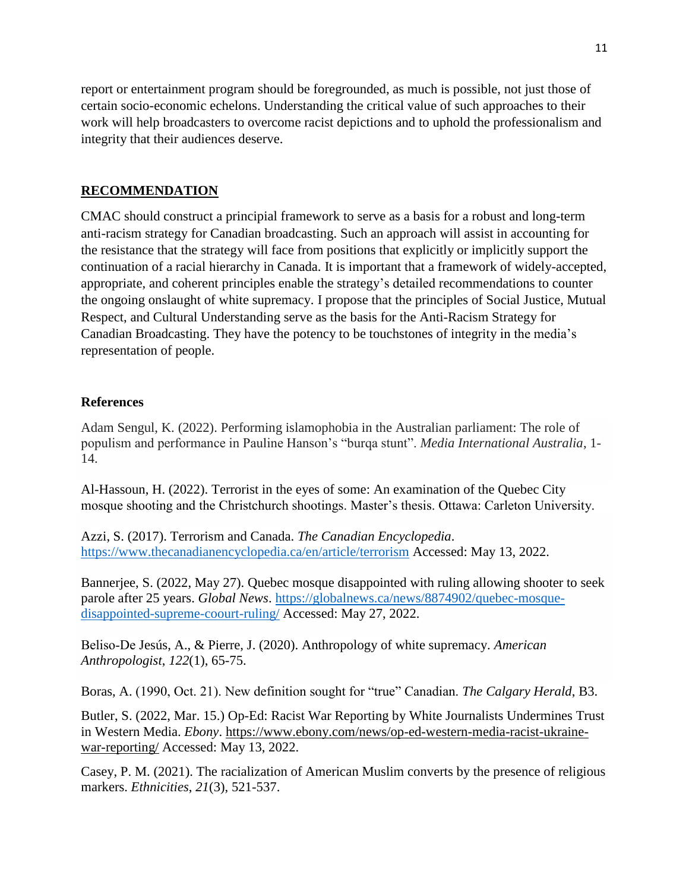report or entertainment program should be foregrounded, as much is possible, not just those of certain socio-economic echelons. Understanding the critical value of such approaches to their work will help broadcasters to overcome racist depictions and to uphold the professionalism and integrity that their audiences deserve.

## RECOMMENDATION

CMAC should construct a principial framework to serve as a basis for a robust and long-term anti-racism strategy for Canadian broadcasting. Such an approach will assist in accounting for the resistance that the strategy will face from positions that explicitly or implicitly support the continuation of a racial hierarchy in Canada. It is important that a framework of widely-accepted, appropriate, and coherent principles enable the strategy's detailed recommendations to counter the ongoing onslaught of white supremacy. I propose that the principles of Social Justice, Mutual Respect, and Cultural Understanding serve as the basis for the Anti-Racism Strategy for Canadian Broadcasting. They have the potency to be touchstones of integrity in the media's representation of people.

### References

Adam Sengul, K. (2022). Performing islamophobia in the Australian parliament: The role of populism and performance in Pauline Hanson's "burqa stunt". *Media International Australia*, 1-14.

Al-Hassoun, H. (2022). Terrorist in the eyes of some: An examination of the Quebec City mosque shooting and the Christchurch shootings. Master's thesis. Ottawa: Carleton University.

Azzi, S. (2017). Terrorism and Canada. *The Canadian Encyclopedia*. https://www.thecanadianencyclopedia.ca/en/article/terrorism Accessed: May 13, 2022.

Bannerjee, S. (2022, May 27). Quebec mosque disappointed with ruling allowing shooter to seek parole after 25 years. *Global News*. https://globalnews.ca/news/8874902/quebec-mosque-disappointed-supreme-coourt-ruling/ Accessed: May 27, 2022.

Beliso-De Jesús, A., & Pierre, J. (2020). Anthropology of white supremacy. *American Anthropologist*, *122*(1), 65-75.

Boras, A. (1990, Oct. 21). New definition sought for "true" Canadian. *The Calgary Herald*, B3.

Butler, S. (2022, Mar. 15.) Op-Ed: Racist War Reporting by White Journalists Undermines Trust in Western Media. *Ebony*. https://www.ebony.com/news/op-ed-western-media-racist-ukraine-war-reporting/ Accessed: May 13, 2022.

Casey, P. M. (2021). The racialization of American Muslim converts by the presence of religious markers. *Ethnicities*, *21*(3), 521-537.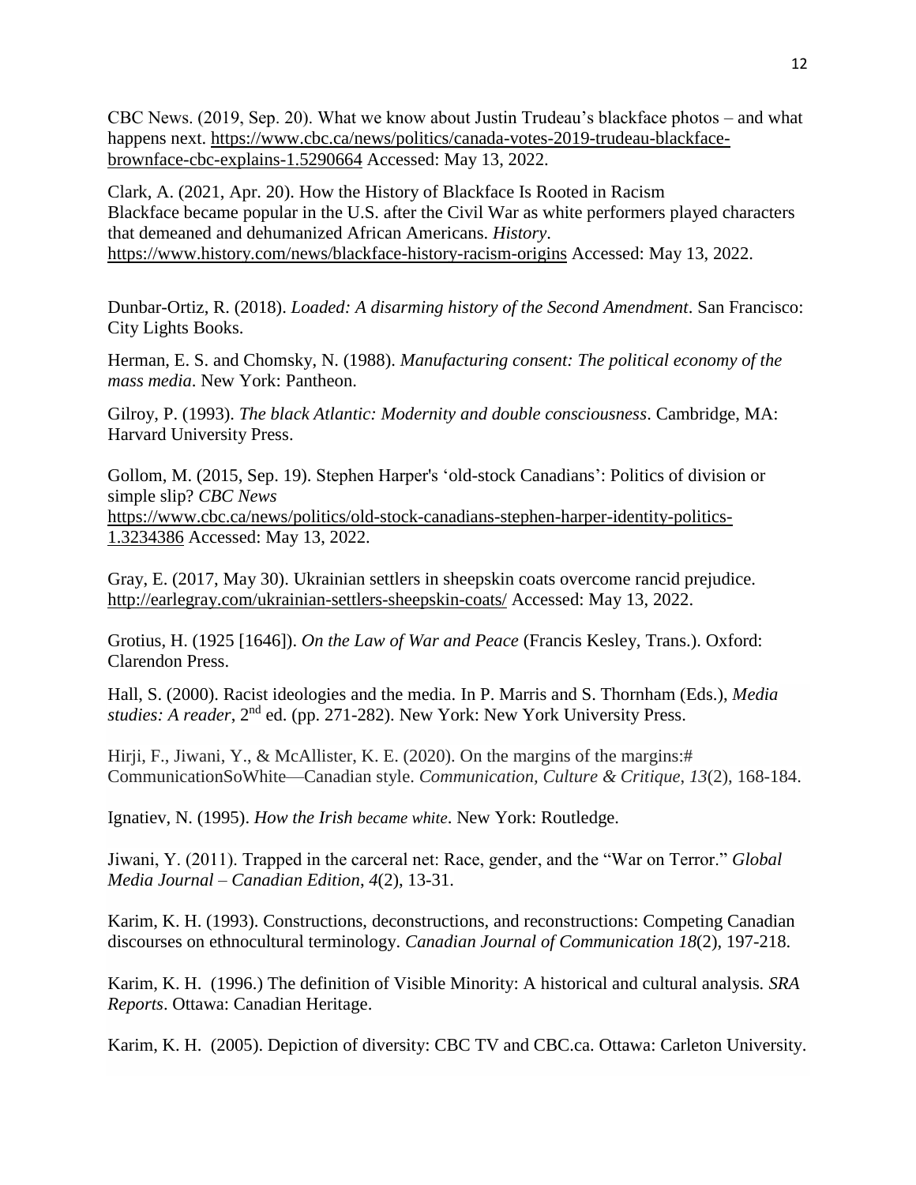CBC News. (2019, Sep. 20). What we know about Justin Trudeau's blackface photos – and what happens next. https://www.cbc.ca/news/politics/canada-votes-2019-trudeau-blackface-brownface-cbc-explains-1.5290664 Accessed: May 13, 2022.

Clark, A. (2021, Apr. 20). How the History of Blackface Is Rooted in Racism Blackface became popular in the U.S. after the Civil War as white performers played characters that demeaned and dehumanized African Americans. *History*. https://www.history.com/news/blackface-history-racism-origins Accessed: May 13, 2022.

Dunbar-Ortiz, R. (2018). *Loaded: A disarming history of the Second Amendment*. San Francisco: City Lights Books.

Herman, E. S. and Chomsky, N. (1988). *Manufacturing consent: The political economy of the mass media*. New York: Pantheon.

Gilroy, P. (1993). *The black Atlantic: Modernity and double consciousness*. Cambridge, MA: Harvard University Press.

Gollom, M. (2015, Sep. 19). Stephen Harper's 'old-stock Canadians': Politics of division or simple slip? *CBC News* https://www.cbc.ca/news/politics/old-stock-canadians-stephen-harper-identity-politics-1.3234386 Accessed: May 13, 2022.

Gray, E. (2017, May 30). Ukrainian settlers in sheepskin coats overcome rancid prejudice. http://earlegray.com/ukrainian-settlers-sheepskin-coats/ Accessed: May 13, 2022.

Grotius, H. (1925 [1646]). *On the Law of War and Peace* (Francis Kesley, Trans.). Oxford: Clarendon Press.

Hall, S. (2000). Racist ideologies and the media. In P. Marris and S. Thornham (Eds.), *Media studies: A reader*, 2nd ed. (pp. 271-282). New York: New York University Press.

Hirji, F., Jiwani, Y., & McAllister, K. E. (2020). On the margins of the margins:# CommunicationSoWhite—Canadian style. *Communication, Culture & Critique*, *13*(2), 168-184.

Ignatiev, N. (1995). *How the Irish became white*. New York: Routledge.

Jiwani, Y. (2011). Trapped in the carceral net: Race, gender, and the "War on Terror." *Global Media Journal – Canadian Edition*, *4*(2), 13-31.

Karim, K. H. (1993). Constructions, deconstructions, and reconstructions: Competing Canadian discourses on ethnocultural terminology. *Canadian Journal of Communication 18*(2), 197-218.

Karim, K. H. (1996.) The definition of Visible Minority: A historical and cultural analysis. *SRA Reports*. Ottawa: Canadian Heritage.

Karim, K. H. (2005). Depiction of diversity: CBC TV and CBC.ca. Ottawa: Carleton University.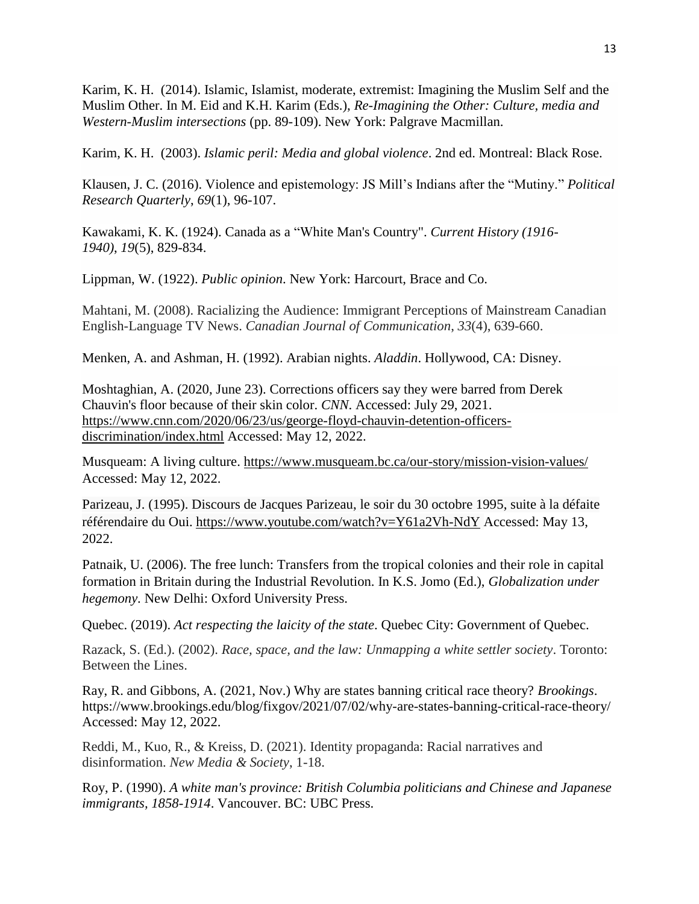Karim, K. H. (2014). Islamic, Islamist, moderate, extremist: Imagining the Muslim Self and the Muslim Other. In M. Eid and K.H. Karim (Eds.), *Re-Imagining the Other: Culture, media and Western-Muslim intersections* (pp. 89-109). New York: Palgrave Macmillan.

Karim, K. H. (2003). *Islamic peril: Media and global violence*. 2nd ed. Montreal: Black Rose.

Klausen, J. C. (2016). Violence and epistemology: JS Mill's Indians after the "Mutiny." *Political Research Quarterly*, *69*(1), 96-107.

Kawakami, K. K. (1924). Canada as a "White Man's Country". *Current History (1916-1940)*, *19*(5), 829-834.

Lippman, W. (1922). *Public opinion*. New York: Harcourt, Brace and Co.

Mahtani, M. (2008). Racializing the Audience: Immigrant Perceptions of Mainstream Canadian English-Language TV News. *Canadian Journal of Communication*, *33*(4), 639-660.

Menken, A. and Ashman, H. (1992). Arabian nights. *Aladdin*. Hollywood, CA: Disney.

Moshtaghian, A. (2020, June 23). Corrections officers say they were barred from Derek Chauvin's floor because of their skin color. *CNN*. Accessed: July 29, 2021. https://www.cnn.com/2020/06/23/us/george-floyd-chauvin-detention-officers-discrimination/index.html Accessed: May 12, 2022.

Musqueam: A living culture. https://www.musqueam.bc.ca/our-story/mission-vision-values/ Accessed: May 12, 2022.

Parizeau, J. (1995). Discours de Jacques Parizeau, le soir du 30 octobre 1995, suite à la défaite référendaire du Oui. https://www.youtube.com/watch?v=Y61a2Vh-NdY Accessed: May 13, 2022.

Patnaik, U. (2006). The free lunch: Transfers from the tropical colonies and their role in capital formation in Britain during the Industrial Revolution. In K.S. Jomo (Ed.), *Globalization under hegemony*. New Delhi: Oxford University Press.

Quebec. (2019). *Act respecting the laicity of the state*. Quebec City: Government of Quebec.

Razack, S. (Ed.). (2002). *Race, space, and the law: Unmapping a white settler society*. Toronto: Between the Lines.

Ray, R. and Gibbons, A. (2021, Nov.) Why are states banning critical race theory? *Brookings*. https://www.brookings.edu/blog/fixgov/2021/07/02/why-are-states-banning-critical-race-theory/ Accessed: May 12, 2022.

Reddi, M., Kuo, R., & Kreiss, D. (2021). Identity propaganda: Racial narratives and disinformation. *New Media & Society*, 1-18.

Roy, P. (1990). *A white man's province: British Columbia politicians and Chinese and Japanese immigrants, 1858-1914*. Vancouver. BC: UBC Press.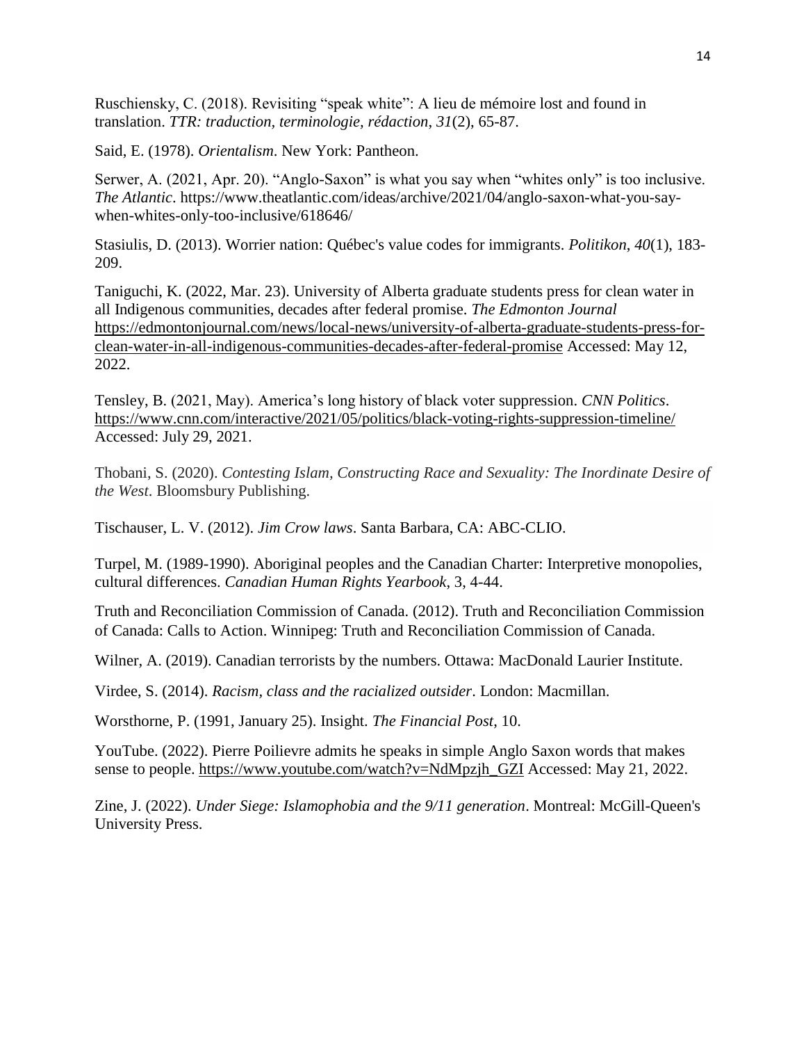Ruschiensky, C. (2018). Revisiting "speak white": A lieu de mémoire lost and found in translation. *TTR: traduction, terminologie, rédaction*, *31*(2), 65-87.

Said, E. (1978). *Orientalism*. New York: Pantheon.

Serwer, A. (2021, Apr. 20). "Anglo-Saxon" is what you say when "whites only" is too inclusive. *The Atlantic*. https://www.theatlantic.com/ideas/archive/2021/04/anglo-saxon-what-you-say-when-whites-only-too-inclusive/618646/

Stasiulis, D. (2013). Worrier nation: Québec's value codes for immigrants. *Politikon*, *40*(1), 183-209.

Taniguchi, K. (2022, Mar. 23). University of Alberta graduate students press for clean water in all Indigenous communities, decades after federal promise. *The Edmonton Journal* https://edmontonjournal.com/news/local-news/university-of-alberta-graduate-students-press-for-clean-water-in-all-indigenous-communities-decades-after-federal-promise Accessed: May 12, 2022.

Tensley, B. (2021, May). America's long history of black voter suppression. *CNN Politics*. https://www.cnn.com/interactive/2021/05/politics/black-voting-rights-suppression-timeline/ Accessed: July 29, 2021.

Thobani, S. (2020). *Contesting Islam, Constructing Race and Sexuality: The Inordinate Desire of the West*. Bloomsbury Publishing.

Tischauser, L. V. (2012). *Jim Crow laws*. Santa Barbara, CA: ABC-CLIO.

Turpel, M. (1989-1990). Aboriginal peoples and the Canadian Charter: Interpretive monopolies, cultural differences. *Canadian Human Rights Yearbook*, 3, 4-44.

Truth and Reconciliation Commission of Canada. (2012). Truth and Reconciliation Commission of Canada: Calls to Action. Winnipeg: Truth and Reconciliation Commission of Canada.

Wilner, A. (2019). Canadian terrorists by the numbers. Ottawa: MacDonald Laurier Institute.

Virdee, S. (2014). *Racism, class and the racialized outsider*. London: Macmillan.

Worsthorne, P. (1991, January 25). Insight. *The Financial Post*, 10.

YouTube. (2022). Pierre Poilievre admits he speaks in simple Anglo Saxon words that makes sense to people. https://www.youtube.com/watch?v=NdMpzjh_GZI Accessed: May 21, 2022.

Zine, J. (2022). *Under Siege: Islamophobia and the 9/11 generation*. Montreal: McGill-Queen's University Press.